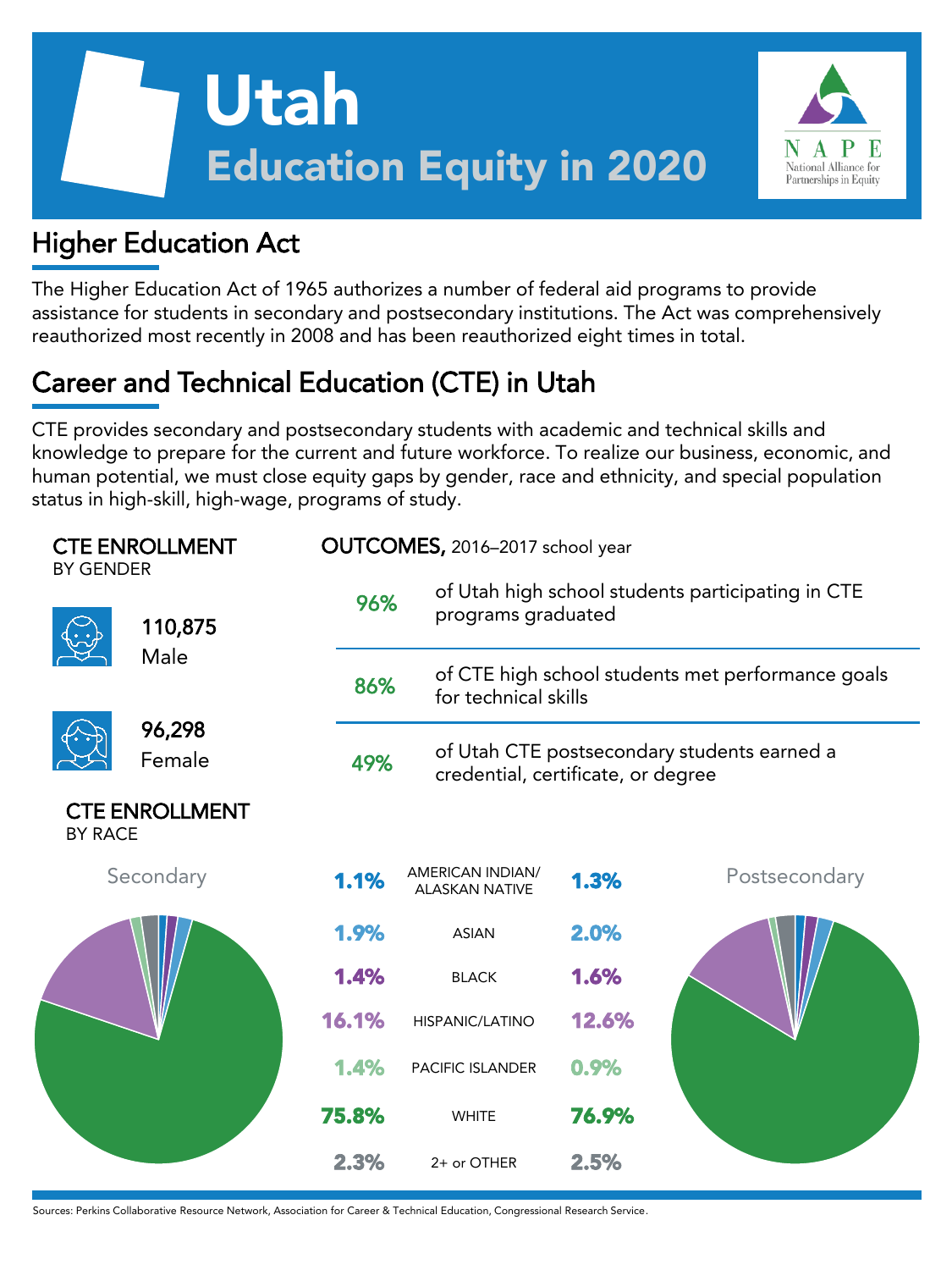# Utah

## Education Equity in 2020

NAPE National Alliance for Partnerships in Equity

## Higher Education Act

The Higher Education Act of 1965 authorizes a number of federal aid programs to provide assistance for students in secondary and postsecondary institutions. The Act was comprehensively reauthorized most recently in 2008 and has been reauthorized eight times in total.

## Career and Technical Education (CTE) in Utah

CTE provides secondary and postsecondary students with academic and technical skills and knowledge to prepare for the current and future workforce. To realize our business, economic, and human potential, we must close equity gaps by gender, race and ethnicity, and special population status in high-skill, high-wage, programs of study.

### CTE ENROLLMENT BY GENDER

**110,875** Male

**96,298** Female

### OUTCOMES, 2016–2017 school year

**96%** of Utah high school students participating in CTE programs graduated

**86%** of CTE high school students met performance goals for technical skills

**49%** of Utah CTE postsecondary students earned a credential, certificate, or degree

### CTE ENROLLMENT BY RACE

| Secondary | | Postsecondary |
|---|---|---|
| 1.1% | AMERICAN INDIAN/ ALASKAN NATIVE | 1.3% |
| 1.9% | ASIAN | 2.0% |
| 1.4% | BLACK | 1.6% |
| 16.1% | HISPANIC/LATINO | 12.6% |
| 1.4% | PACIFIC ISLANDER | 0.9% |
| 75.8% | WHITE | 76.9% |
| 2.3% | 2+ or OTHER | 2.5% |

Sources: Perkins Collaborative Resource Network, Association for Career & Technical Education, Congressional Research Service.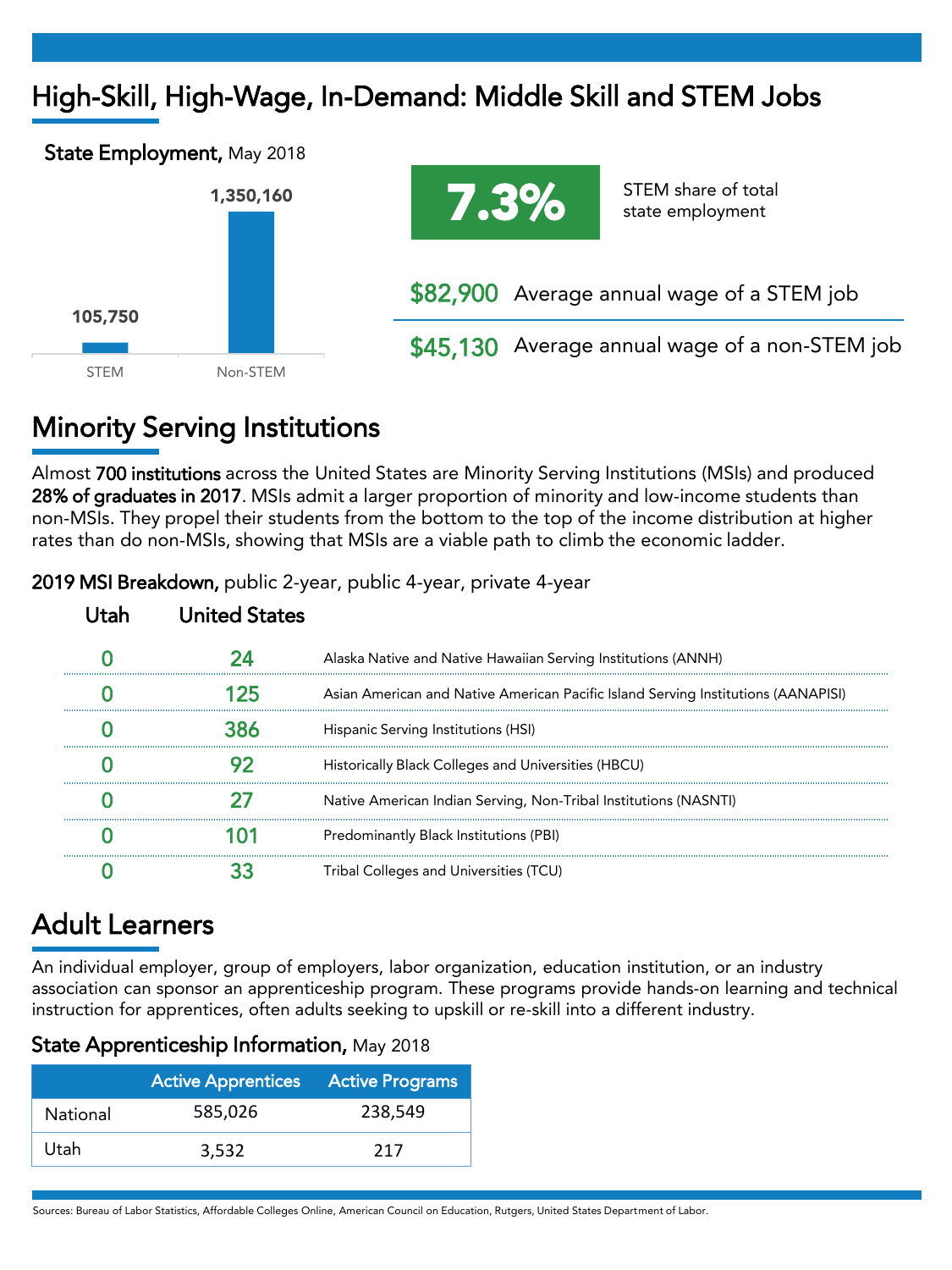# High-Skill, High-Wage, In-Demand: Middle Skill and STEM Jobs

**State Employment,** May 2018

| | Employment |
|---|---|
| STEM | 105,750 |
| Non-STEM | 1,350,160 |

**7.3%** STEM share of total state employment

**$82,900** Average annual wage of a STEM job

**$45,130** Average annual wage of a non-STEM job

# Minority Serving Institutions

Almost **700 institutions** across the United States are Minority Serving Institutions (MSIs) and produced **28% of graduates in 2017**. MSIs admit a larger proportion of minority and low-income students than non-MSIs. They propel their students from the bottom to the top of the income distribution at higher rates than do non-MSIs, showing that MSIs are a viable path to climb the economic ladder.

**2019 MSI Breakdown,** public 2-year, public 4-year, private 4-year

| Utah | United States | |
|---|---|---|
| 0 | 24 | Alaska Native and Native Hawaiian Serving Institutions (ANNH) |
| 0 | 125 | Asian American and Native American Pacific Island Serving Institutions (AANAPISI) |
| 0 | 386 | Hispanic Serving Institutions (HSI) |
| 0 | 92 | Historically Black Colleges and Universities (HBCU) |
| 0 | 27 | Native American Indian Serving, Non-Tribal Institutions (NASNTI) |
| 0 | 101 | Predominantly Black Institutions (PBI) |
| 0 | 33 | Tribal Colleges and Universities (TCU) |

# Adult Learners

An individual employer, group of employers, labor organization, education institution, or an industry association can sponsor an apprenticeship program. These programs provide hands-on learning and technical instruction for apprentices, often adults seeking to upskill or re-skill into a different industry.

**State Apprenticeship Information,** May 2018

| | Active Apprentices | Active Programs |
|---|---|---|
| National | 585,026 | 238,549 |
| Utah | 3,532 | 217 |

Sources: Bureau of Labor Statistics, Affordable Colleges Online, American Council on Education, Rutgers, United States Department of Labor.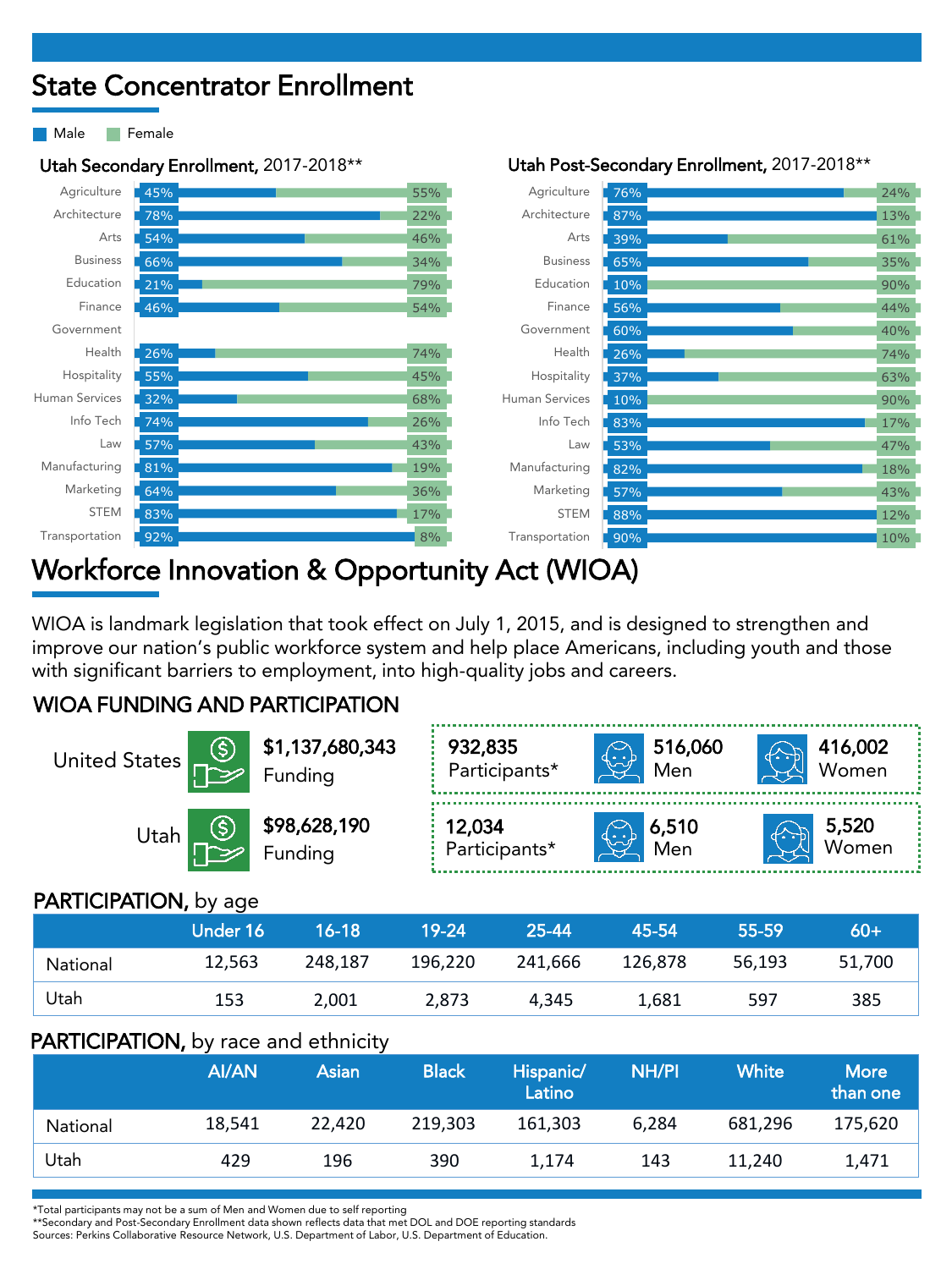# State Concentrator Enrollment

## Utah Secondary Enrollment, 2017-2018**

| Program | Male | Female |
|---|---|---|
| Agriculture | 45% | 55% |
| Architecture | 78% | 22% |
| Arts | 54% | 46% |
| Business | 66% | 34% |
| Education | 21% | 79% |
| Finance | 46% | 54% |
| Government | | |
| Health | 26% | 74% |
| Hospitality | 55% | 45% |
| Human Services | 32% | 68% |
| Info Tech | 74% | 26% |
| Law | 57% | 43% |
| Manufacturing | 81% | 19% |
| Marketing | 64% | 36% |
| STEM | 83% | 17% |
| Transportation | 92% | 8% |

## Utah Post-Secondary Enrollment, 2017-2018**

| Program | Male | Female |
|---|---|---|
| Agriculture | 76% | 24% |
| Architecture | 87% | 13% |
| Arts | 39% | 61% |
| Business | 65% | 35% |
| Education | 10% | 90% |
| Finance | 56% | 44% |
| Government | 60% | 40% |
| Health | 26% | 74% |
| Hospitality | 37% | 63% |
| Human Services | 10% | 90% |
| Info Tech | 83% | 17% |
| Law | 53% | 47% |
| Manufacturing | 82% | 18% |
| Marketing | 57% | 43% |
| STEM | 88% | 12% |
| Transportation | 90% | 10% |

# Workforce Innovation & Opportunity Act (WIOA)

WIOA is landmark legislation that took effect on July 1, 2015, and is designed to strengthen and improve our nation's public workforce system and help place Americans, including youth and those with significant barriers to employment, into high-quality jobs and careers.

## WIOA FUNDING AND PARTICIPATION

| | Funding | Participants* | Men | Women |
|---|---|---|---|---|
| United States | $1,137,680,343 | 932,835 | 516,060 | 416,002 |
| Utah | $98,628,190 | 12,034 | 6,510 | 5,520 |

## PARTICIPATION, by age

| | Under 16 | 16-18 | 19-24 | 25-44 | 45-54 | 55-59 | 60+ |
|---|---|---|---|---|---|---|---|
| National | 12,563 | 248,187 | 196,220 | 241,666 | 126,878 | 56,193 | 51,700 |
| Utah | 153 | 2,001 | 2,873 | 4,345 | 1,681 | 597 | 385 |

## PARTICIPATION, by race and ethnicity

| | AI/AN | Asian | Black | Hispanic/ Latino | NH/PI | White | More than one |
|---|---|---|---|---|---|---|---|
| National | 18,541 | 22,420 | 219,303 | 161,303 | 6,284 | 681,296 | 175,620 |
| Utah | 429 | 196 | 390 | 1,174 | 143 | 11,240 | 1,471 |

*Total participants may not be a sum of Men and Women due to self reporting
**Secondary and Post-Secondary Enrollment data shown reflects data that met DOL and DOE reporting standards
Sources: Perkins Collaborative Resource Network, U.S. Department of Labor, U.S. Department of Education.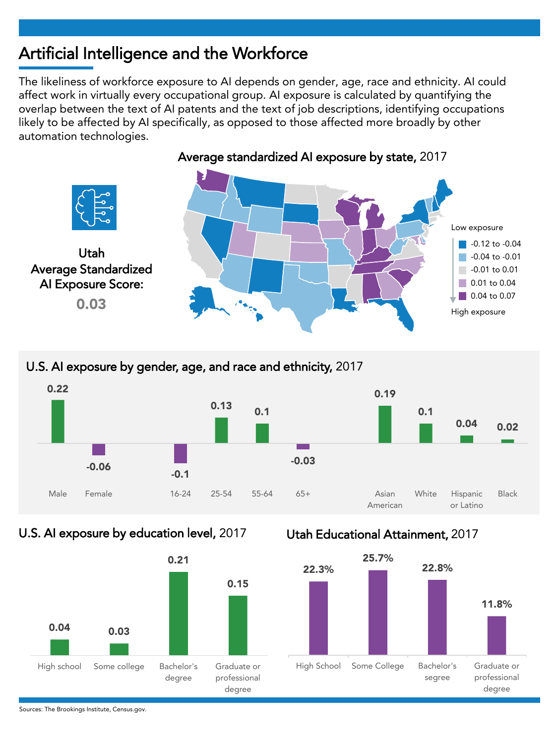# Artificial Intelligence and the Workforce

The likeliness of workforce exposure to AI depends on gender, age, race and ethnicity. AI could affect work in virtually every occupational group. AI exposure is calculated by quantifying the overlap between the text of AI patents and the text of job descriptions, identifying occupations likely to be affected by AI specifically, as opposed to those affected more broadly by other automation technologies.

**Utah Average Standardized AI Exposure Score:**

**0.03**

## Average standardized AI exposure by state, 2017

Low exposure

-0.12 to -0.04

-0.04 to -0.01

-0.01 to 0.01

0.01 to 0.04

0.04 to 0.07

High exposure

## U.S. AI exposure by gender, age, and race and ethnicity, 2017

Male 0.22

Female -0.06

16-24 -0.1

25-54 0.13

55-64 0.1

65+ -0.03

Asian American 0.19

White 0.1

Hispanic or Latino 0.04

Black 0.02

## U.S. AI exposure by education level, 2017

High school 0.04

Some college 0.03

Bachelor's degree 0.21

Graduate or professional degree 0.15

## Utah Educational Attainment, 2017

High School 22.3%

Some College 25.7%

Bachelor's segree 22.8%

Graduate or professional degree 11.8%

Sources: The Brookings Institute, Census.gov.